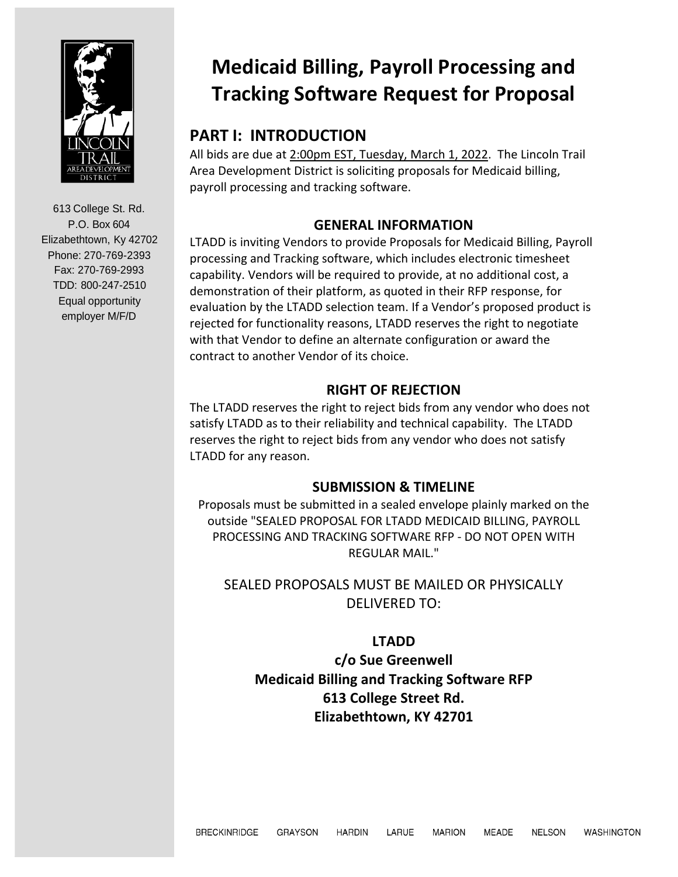613 College St. Rd.
P.O. Box 604
Elizabethtown, Ky 42702
Phone: 270-769-2393
Fax: 270-769-2993
TDD: 800-247-2510
Equal opportunity employer M/F/D

# Medicaid Billing, Payroll Processing and Tracking Software Request for Proposal

## PART I: INTRODUCTION

All bids are due at 2:00pm EST, Tuesday, March 1, 2022. The Lincoln Trail Area Development District is soliciting proposals for Medicaid billing, payroll processing and tracking software.

### GENERAL INFORMATION

LTADD is inviting Vendors to provide Proposals for Medicaid Billing, Payroll processing and Tracking software, which includes electronic timesheet capability. Vendors will be required to provide, at no additional cost, a demonstration of their platform, as quoted in their RFP response, for evaluation by the LTADD selection team. If a Vendor's proposed product is rejected for functionality reasons, LTADD reserves the right to negotiate with that Vendor to define an alternate configuration or award the contract to another Vendor of its choice.

### RIGHT OF REJECTION

The LTADD reserves the right to reject bids from any vendor who does not satisfy LTADD as to their reliability and technical capability. The LTADD reserves the right to reject bids from any vendor who does not satisfy LTADD for any reason.

### SUBMISSION & TIMELINE

Proposals must be submitted in a sealed envelope plainly marked on the outside "SEALED PROPOSAL FOR LTADD MEDICAID BILLING, PAYROLL PROCESSING AND TRACKING SOFTWARE RFP - DO NOT OPEN WITH REGULAR MAIL."

SEALED PROPOSALS MUST BE MAILED OR PHYSICALLY DELIVERED TO:

**LTADD**
**c/o Sue Greenwell**
**Medicaid Billing and Tracking Software RFP**
**613 College Street Rd.**
**Elizabethtown, KY 42701**

BRECKINRIDGE GRAYSON HARDIN LARUE MARION MEADE NELSON WASHINGTON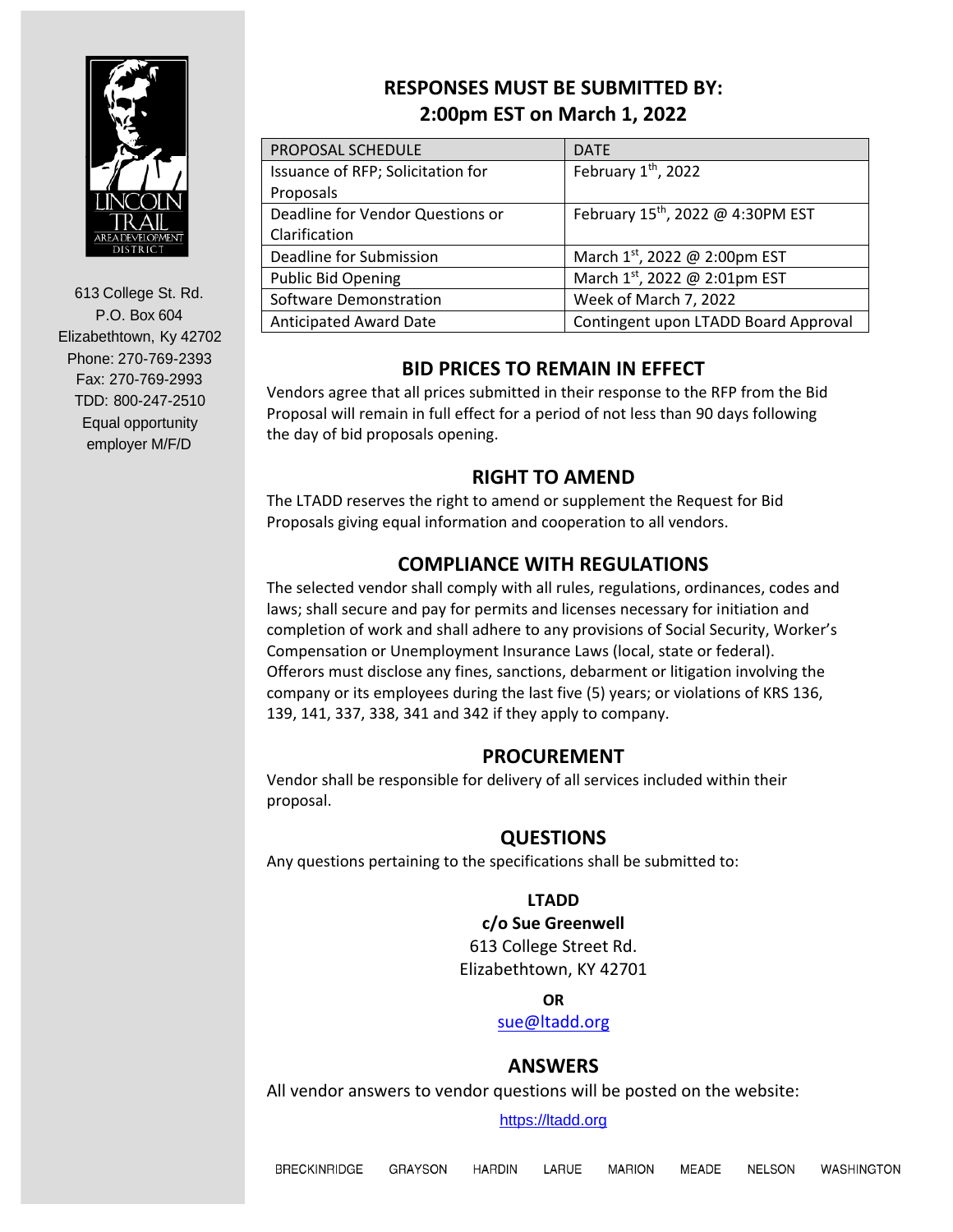613 College St. Rd.
P.O. Box 604
Elizabethtown, Ky 42702
Phone: 270-769-2393
Fax: 270-769-2993
TDD: 800-247-2510
Equal opportunity employer M/F/D

## RESPONSES MUST BE SUBMITTED BY: 2:00pm EST on March 1, 2022

| PROPOSAL SCHEDULE | DATE |
|---|---|
| Issuance of RFP; Solicitation for Proposals | February 1th, 2022 |
| Deadline for Vendor Questions or Clarification | February 15th, 2022 @ 4:30PM EST |
| Deadline for Submission | March 1st, 2022 @ 2:00pm EST |
| Public Bid Opening | March 1st, 2022 @ 2:01pm EST |
| Software Demonstration | Week of March 7, 2022 |
| Anticipated Award Date | Contingent upon LTADD Board Approval |

## BID PRICES TO REMAIN IN EFFECT

Vendors agree that all prices submitted in their response to the RFP from the Bid Proposal will remain in full effect for a period of not less than 90 days following the day of bid proposals opening.

## RIGHT TO AMEND

The LTADD reserves the right to amend or supplement the Request for Bid Proposals giving equal information and cooperation to all vendors.

## COMPLIANCE WITH REGULATIONS

The selected vendor shall comply with all rules, regulations, ordinances, codes and laws; shall secure and pay for permits and licenses necessary for initiation and completion of work and shall adhere to any provisions of Social Security, Worker's Compensation or Unemployment Insurance Laws (local, state or federal). Offerors must disclose any fines, sanctions, debarment or litigation involving the company or its employees during the last five (5) years; or violations of KRS 136, 139, 141, 337, 338, 341 and 342 if they apply to company.

## PROCUREMENT

Vendor shall be responsible for delivery of all services included within their proposal.

## QUESTIONS

Any questions pertaining to the specifications shall be submitted to:

**LTADD**
**c/o Sue Greenwell**
613 College Street Rd.
Elizabethtown, KY 42701

**OR**

sue@ltadd.org

## ANSWERS

All vendor answers to vendor questions will be posted on the website:

https://ltadd.org

BRECKINRIDGE GRAYSON HARDIN LARUE MARION MEADE NELSON WASHINGTON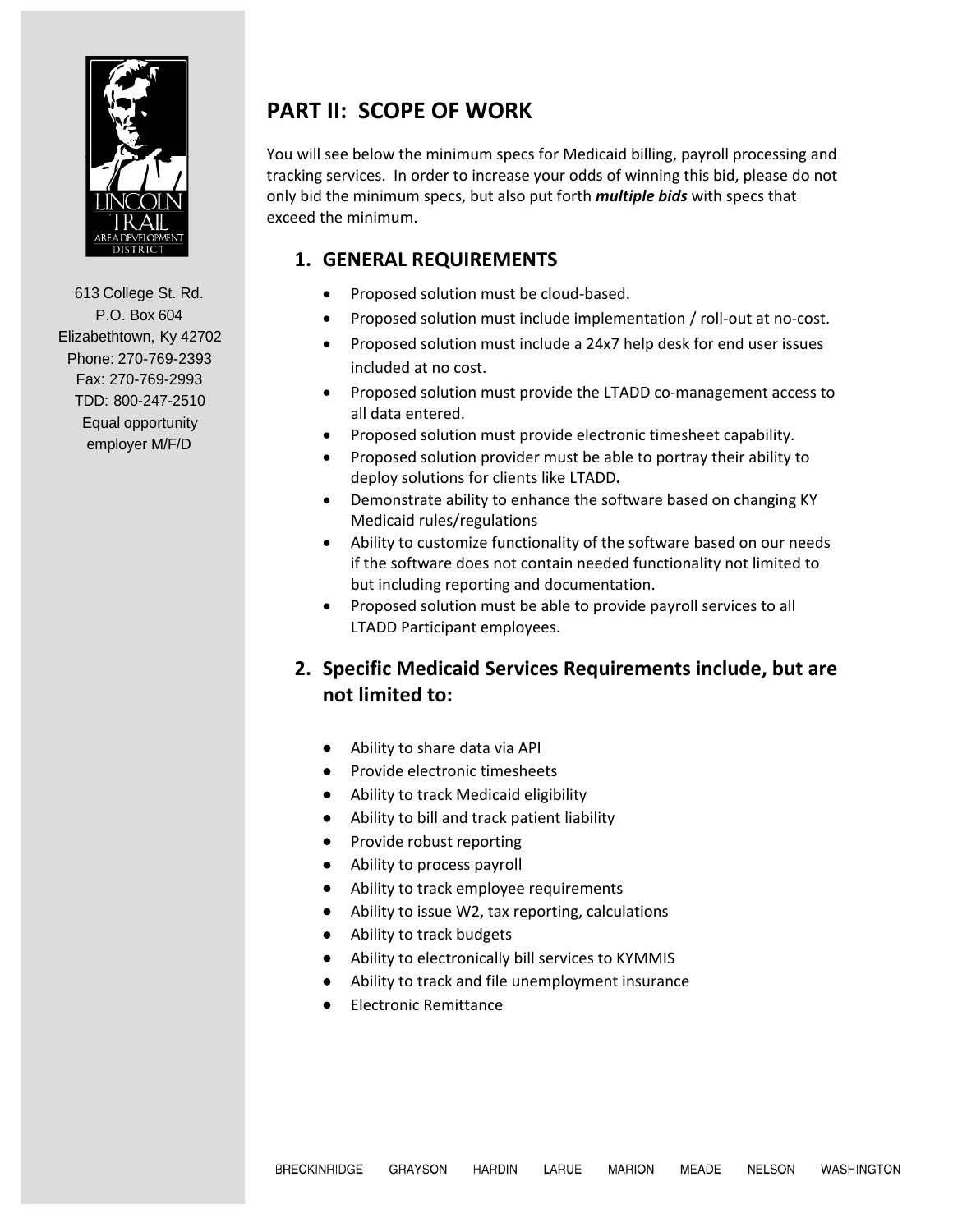613 College St. Rd.
P.O. Box 604
Elizabethtown, Ky 42702
Phone: 270-769-2393
Fax: 270-769-2993
TDD: 800-247-2510
Equal opportunity employer M/F/D

## PART II: SCOPE OF WORK

You will see below the minimum specs for Medicaid billing, payroll processing and tracking services. In order to increase your odds of winning this bid, please do not only bid the minimum specs, but also put forth ***multiple bids*** with specs that exceed the minimum.

### 1. GENERAL REQUIREMENTS

- Proposed solution must be cloud-based.
- Proposed solution must include implementation / roll-out at no-cost.
- Proposed solution must include a 24x7 help desk for end user issues included at no cost.
- Proposed solution must provide the LTADD co-management access to all data entered.
- Proposed solution must provide electronic timesheet capability.
- Proposed solution provider must be able to portray their ability to deploy solutions for clients like LTADD**.**
- Demonstrate ability to enhance the software based on changing KY Medicaid rules/regulations
- Ability to customize functionality of the software based on our needs if the software does not contain needed functionality not limited to but including reporting and documentation.
- Proposed solution must be able to provide payroll services to all LTADD Participant employees.

### 2. Specific Medicaid Services Requirements include, but are not limited to:

- Ability to share data via API
- Provide electronic timesheets
- Ability to track Medicaid eligibility
- Ability to bill and track patient liability
- Provide robust reporting
- Ability to process payroll
- Ability to track employee requirements
- Ability to issue W2, tax reporting, calculations
- Ability to track budgets
- Ability to electronically bill services to KYMMIS
- Ability to track and file unemployment insurance
- Electronic Remittance

BRECKINRIDGE GRAYSON HARDIN LARUE MARION MEADE NELSON WASHINGTON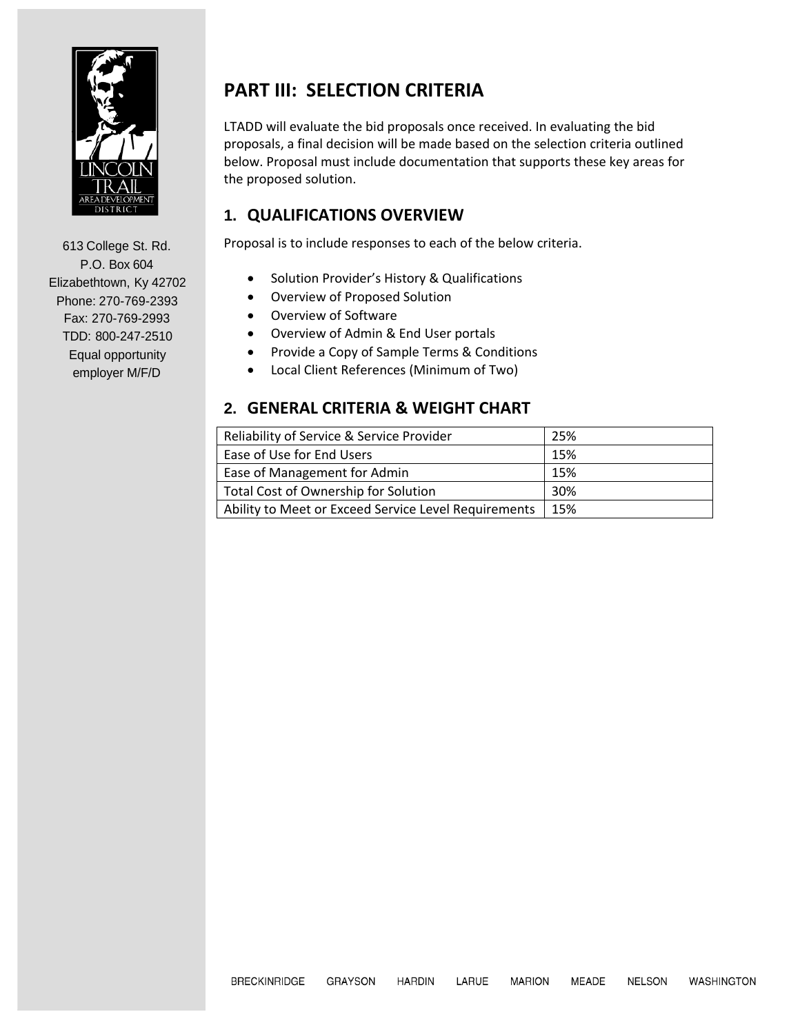613 College St. Rd.
P.O. Box 604
Elizabethtown, Ky 42702
Phone: 270-769-2393
Fax: 270-769-2993
TDD: 800-247-2510
Equal opportunity employer M/F/D

# PART III: SELECTION CRITERIA

LTADD will evaluate the bid proposals once received. In evaluating the bid proposals, a final decision will be made based on the selection criteria outlined below. Proposal must include documentation that supports these key areas for the proposed solution.

## 1. QUALIFICATIONS OVERVIEW

Proposal is to include responses to each of the below criteria.

- Solution Provider's History & Qualifications
- Overview of Proposed Solution
- Overview of Software
- Overview of Admin & End User portals
- Provide a Copy of Sample Terms & Conditions
- Local Client References (Minimum of Two)

## 2. GENERAL CRITERIA & WEIGHT CHART

| | |
|---|---|
| Reliability of Service & Service Provider | 25% |
| Ease of Use for End Users | 15% |
| Ease of Management for Admin | 15% |
| Total Cost of Ownership for Solution | 30% |
| Ability to Meet or Exceed Service Level Requirements | 15% |

BRECKINRIDGE GRAYSON HARDIN LARUE MARION MEADE NELSON WASHINGTON